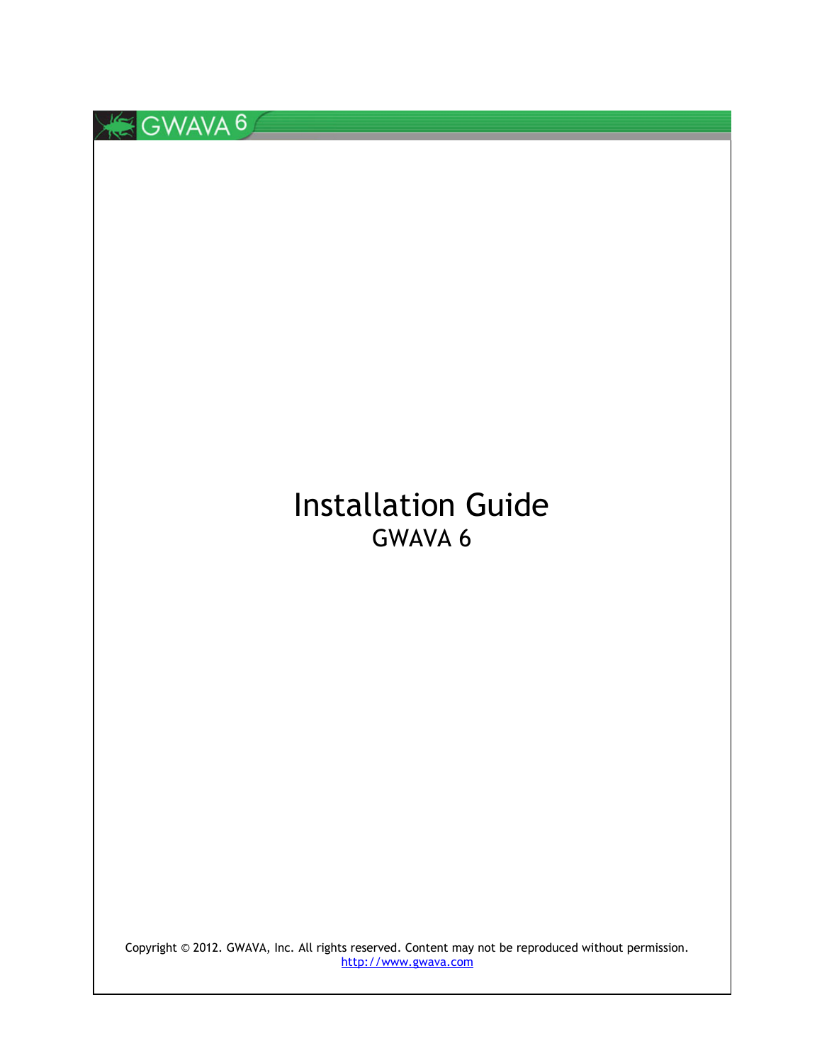# Installation Guide

## GWAVA 6

Copyright © 2012. GWAVA, Inc. All rights reserved. Content may not be reproduced without permission.
http://www.gwava.com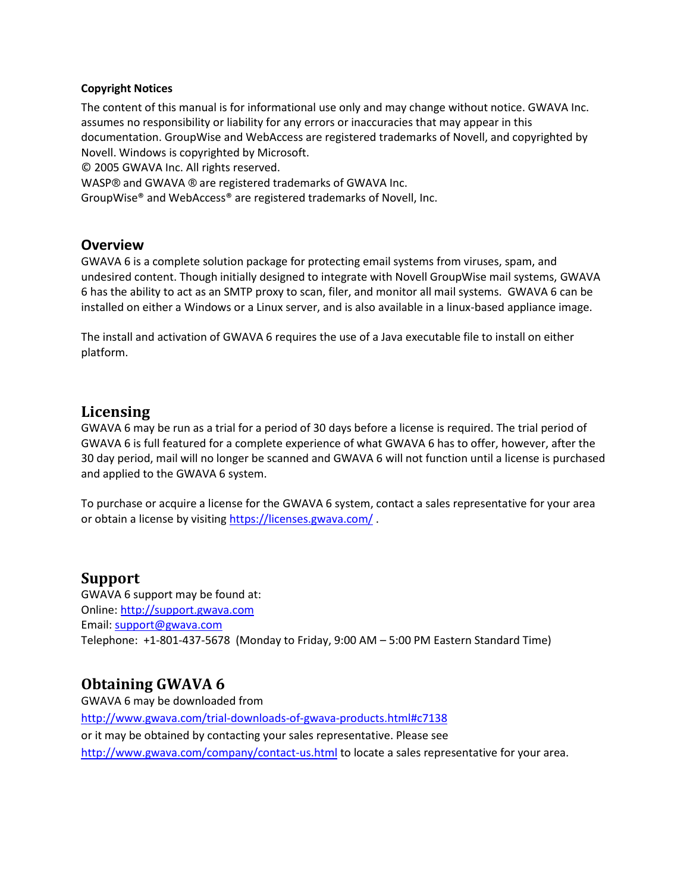**Copyright Notices**

The content of this manual is for informational use only and may change without notice. GWAVA Inc. assumes no responsibility or liability for any errors or inaccuracies that may appear in this documentation. GroupWise and WebAccess are registered trademarks of Novell, and copyrighted by Novell. Windows is copyrighted by Microsoft.
© 2005 GWAVA Inc. All rights reserved.
WASP® and GWAVA ® are registered trademarks of GWAVA Inc.
GroupWise® and WebAccess® are registered trademarks of Novell, Inc.

## Overview

GWAVA 6 is a complete solution package for protecting email systems from viruses, spam, and undesired content. Though initially designed to integrate with Novell GroupWise mail systems, GWAVA 6 has the ability to act as an SMTP proxy to scan, filer, and monitor all mail systems. GWAVA 6 can be installed on either a Windows or a Linux server, and is also available in a linux-based appliance image.

The install and activation of GWAVA 6 requires the use of a Java executable file to install on either platform.

## Licensing

GWAVA 6 may be run as a trial for a period of 30 days before a license is required. The trial period of GWAVA 6 is full featured for a complete experience of what GWAVA 6 has to offer, however, after the 30 day period, mail will no longer be scanned and GWAVA 6 will not function until a license is purchased and applied to the GWAVA 6 system.

To purchase or acquire a license for the GWAVA 6 system, contact a sales representative for your area or obtain a license by visiting https://licenses.gwava.com/ .

## Support

GWAVA 6 support may be found at:
Online: http://support.gwava.com
Email: support@gwava.com
Telephone: +1-801-437-5678 (Monday to Friday, 9:00 AM – 5:00 PM Eastern Standard Time)

## Obtaining GWAVA 6

GWAVA 6 may be downloaded from
http://www.gwava.com/trial-downloads-of-gwava-products.html#c7138
or it may be obtained by contacting your sales representative. Please see
http://www.gwava.com/company/contact-us.html to locate a sales representative for your area.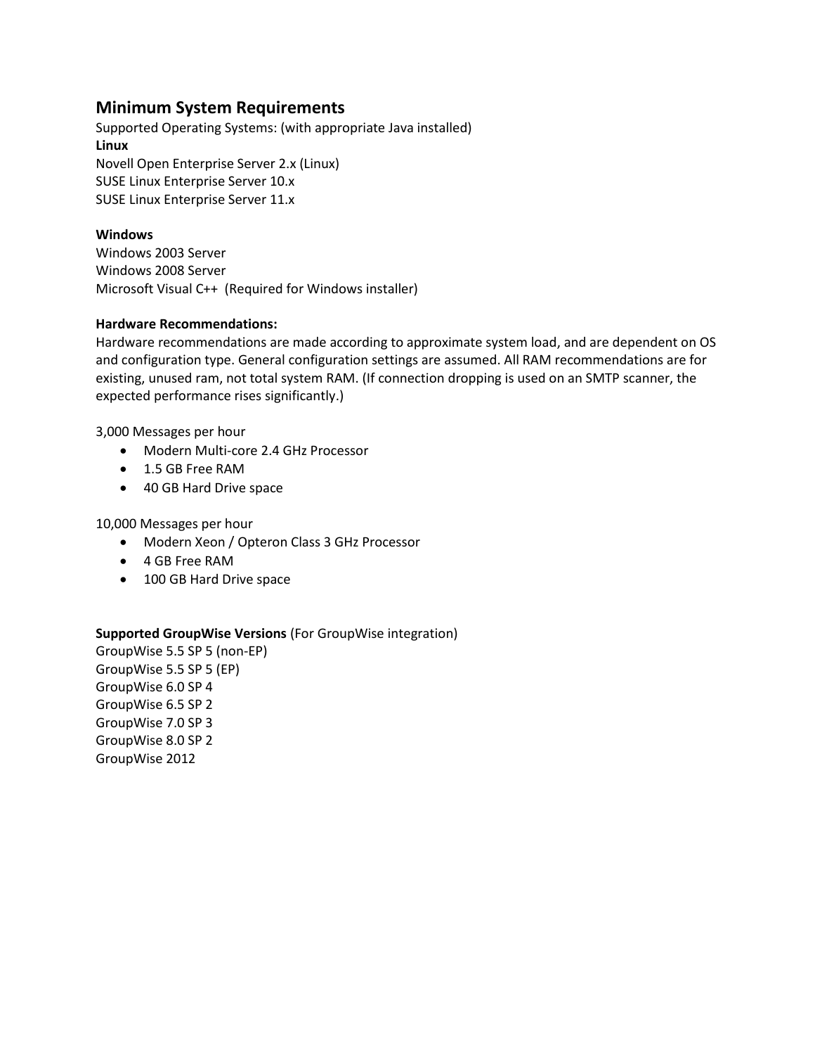## Minimum System Requirements

Supported Operating Systems: (with appropriate Java installed)

**Linux**

Novell Open Enterprise Server 2.x (Linux)
SUSE Linux Enterprise Server 10.x
SUSE Linux Enterprise Server 11.x

**Windows**

Windows 2003 Server
Windows 2008 Server
Microsoft Visual C++ (Required for Windows installer)

**Hardware Recommendations:**

Hardware recommendations are made according to approximate system load, and are dependent on OS and configuration type. General configuration settings are assumed. All RAM recommendations are for existing, unused ram, not total system RAM. (If connection dropping is used on an SMTP scanner, the expected performance rises significantly.)

3,000 Messages per hour

- Modern Multi-core 2.4 GHz Processor
- 1.5 GB Free RAM
- 40 GB Hard Drive space

10,000 Messages per hour

- Modern Xeon / Opteron Class 3 GHz Processor
- 4 GB Free RAM
- 100 GB Hard Drive space

**Supported GroupWise Versions** (For GroupWise integration)

GroupWise 5.5 SP 5 (non-EP)
GroupWise 5.5 SP 5 (EP)
GroupWise 6.0 SP 4
GroupWise 6.5 SP 2
GroupWise 7.0 SP 3
GroupWise 8.0 SP 2
GroupWise 2012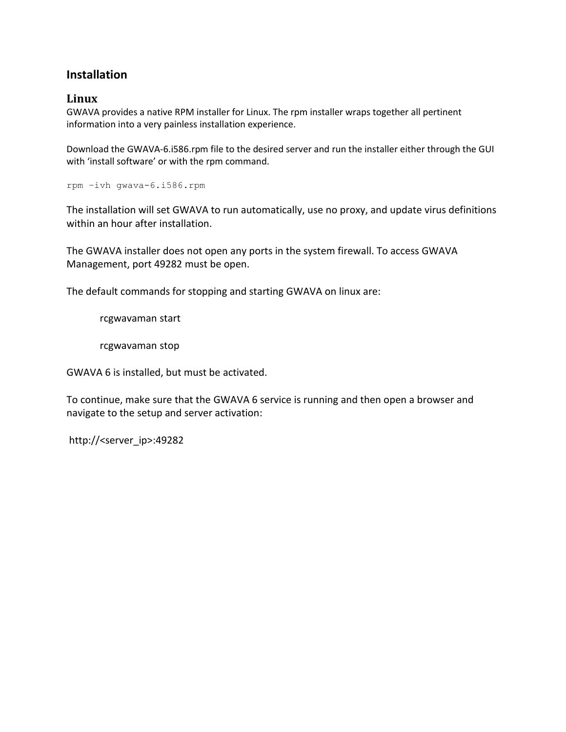## Installation

### Linux

GWAVA provides a native RPM installer for Linux. The rpm installer wraps together all pertinent information into a very painless installation experience.

Download the GWAVA-6.i586.rpm file to the desired server and run the installer either through the GUI with 'install software' or with the rpm command.

```
rpm –ivh gwava-6.i586.rpm
```

The installation will set GWAVA to run automatically, use no proxy, and update virus definitions within an hour after installation.

The GWAVA installer does not open any ports in the system firewall. To access GWAVA Management, port 49282 must be open.

The default commands for stopping and starting GWAVA on linux are:

```
rcgwavaman start

rcgwavaman stop
```

GWAVA 6 is installed, but must be activated.

To continue, make sure that the GWAVA 6 service is running and then open a browser and navigate to the setup and server activation:

http://<server_ip>:49282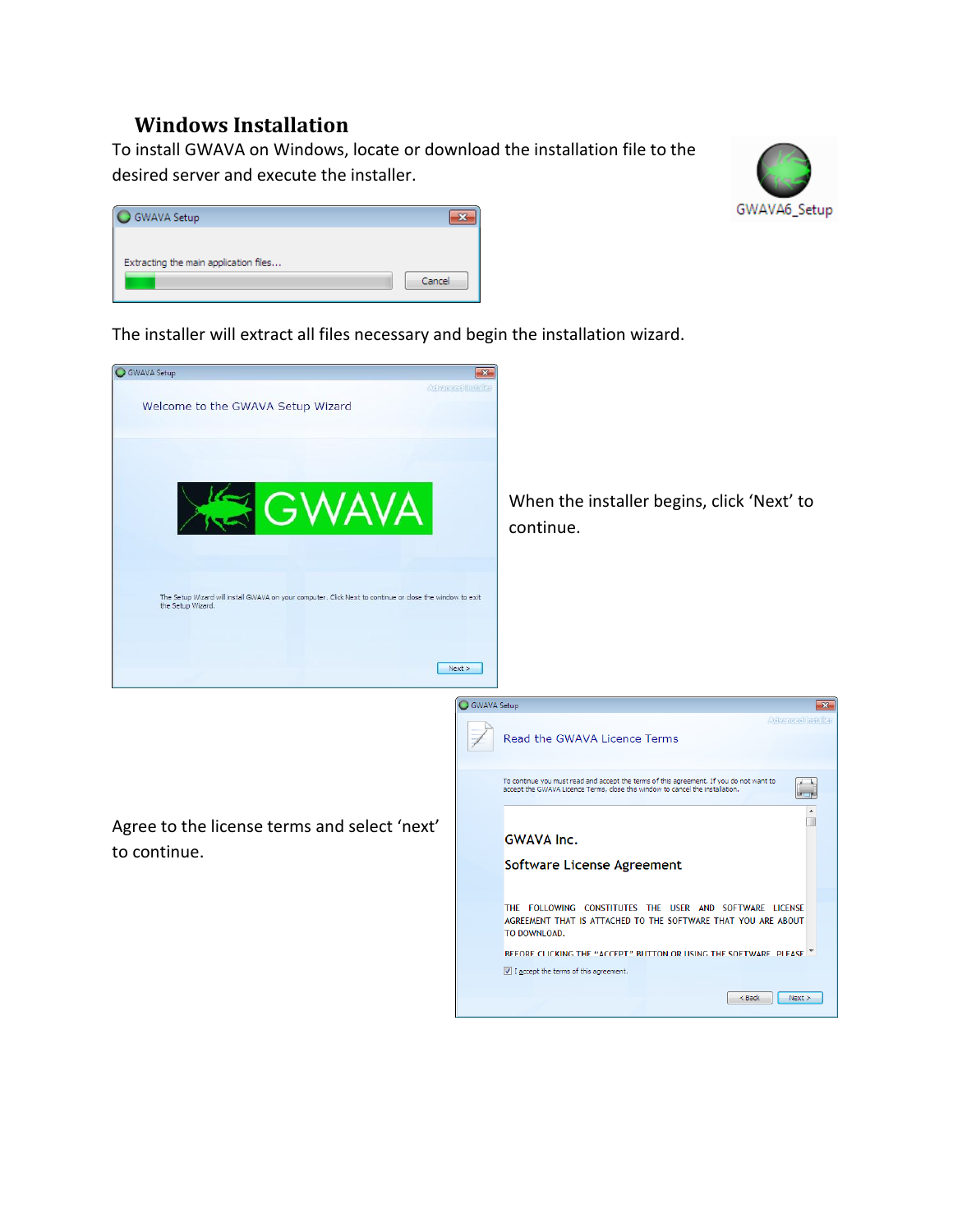## Windows Installation

To install GWAVA on Windows, locate or download the installation file to the desired server and execute the installer.

The installer will extract all files necessary and begin the installation wizard.

When the installer begins, click 'Next' to continue.

Agree to the license terms and select 'next' to continue.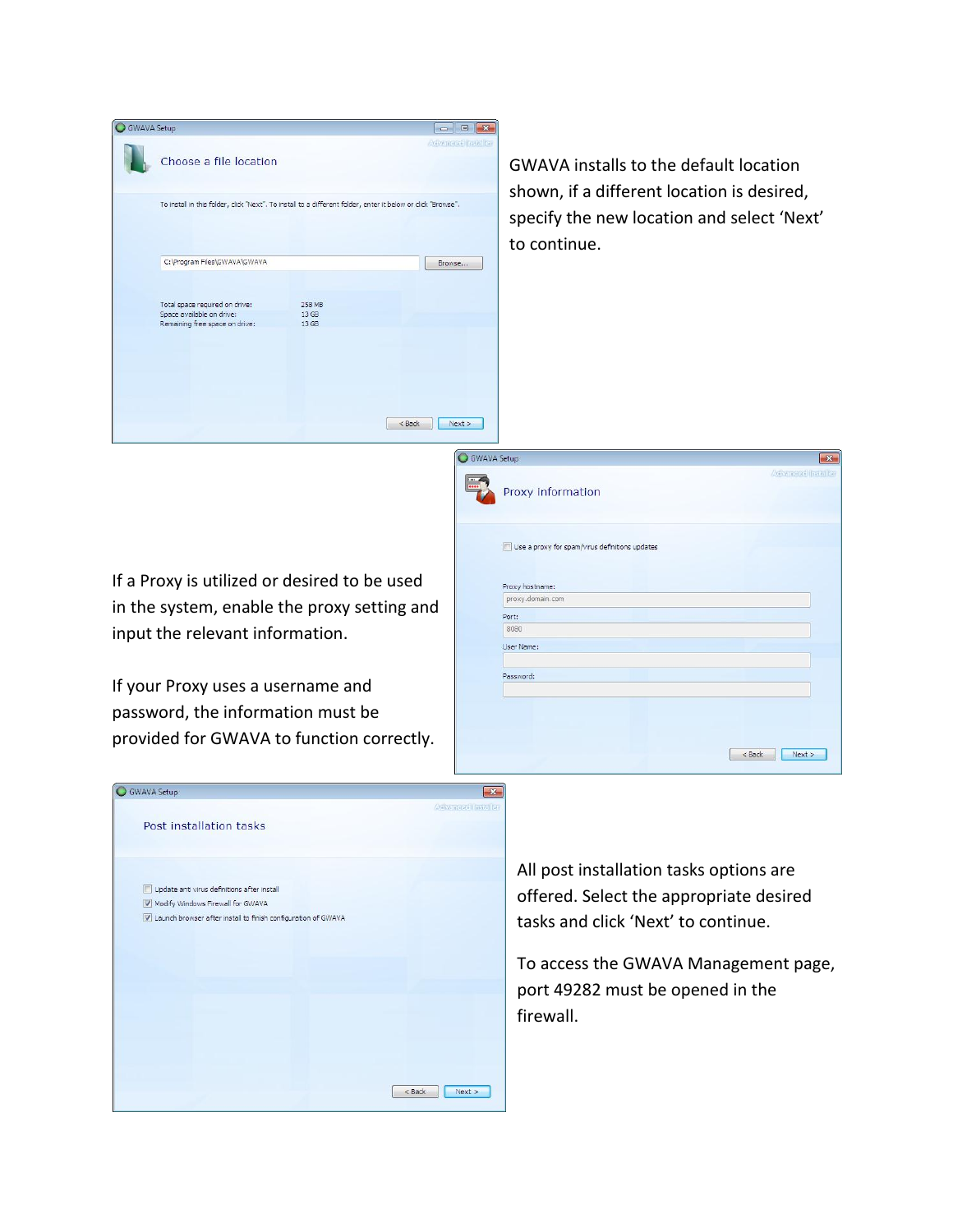GWAVA installs to the default location shown, if a different location is desired, specify the new location and select 'Next' to continue.

If a Proxy is utilized or desired to be used in the system, enable the proxy setting and input the relevant information.

If your Proxy uses a username and password, the information must be provided for GWAVA to function correctly.

All post installation tasks options are offered. Select the appropriate desired tasks and click 'Next' to continue.

To access the GWAVA Management page, port 49282 must be opened in the firewall.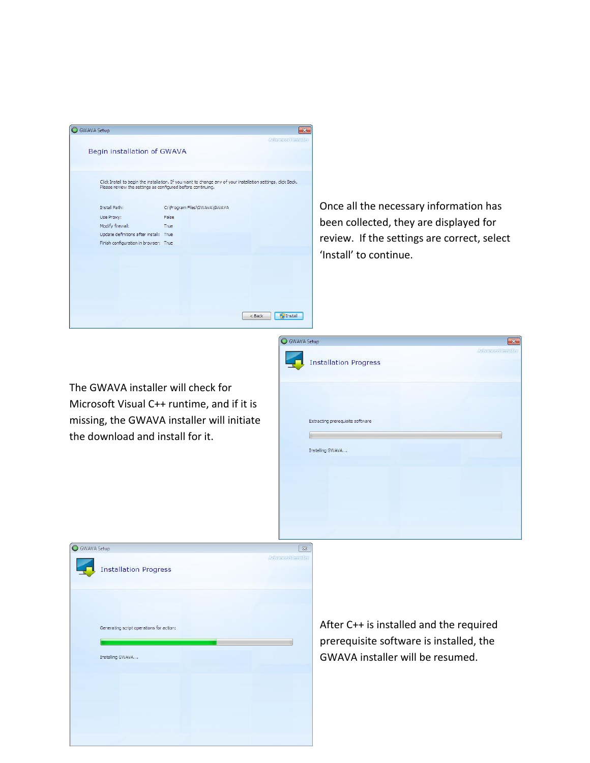Once all the necessary information has been collected, they are displayed for review. If the settings are correct, select 'Install' to continue.

The GWAVA installer will check for Microsoft Visual C++ runtime, and if it is missing, the GWAVA installer will initiate the download and install for it.

After C++ is installed and the required prerequisite software is installed, the GWAVA installer will be resumed.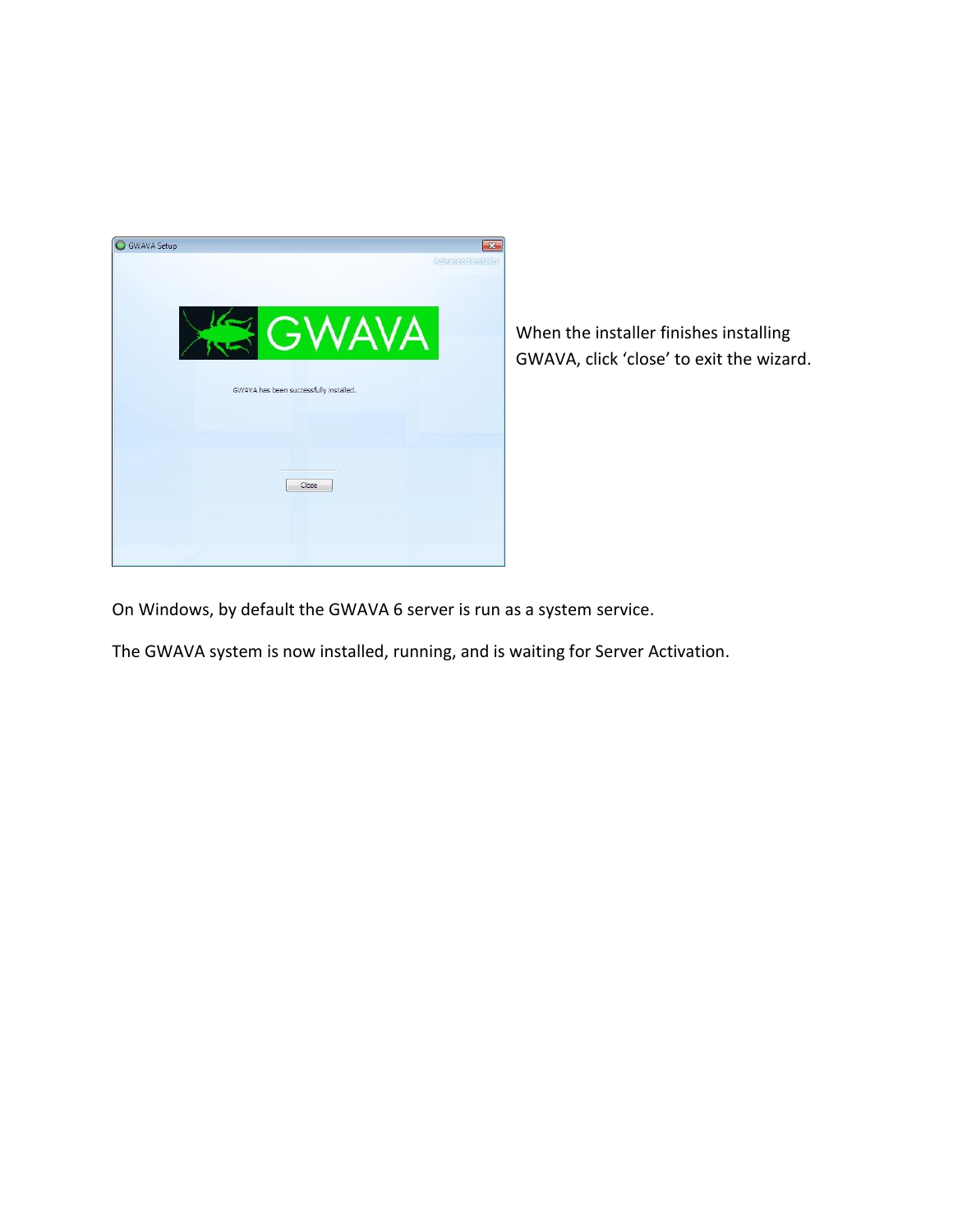When the installer finishes installing GWAVA, click 'close' to exit the wizard.

On Windows, by default the GWAVA 6 server is run as a system service.

The GWAVA system is now installed, running, and is waiting for Server Activation.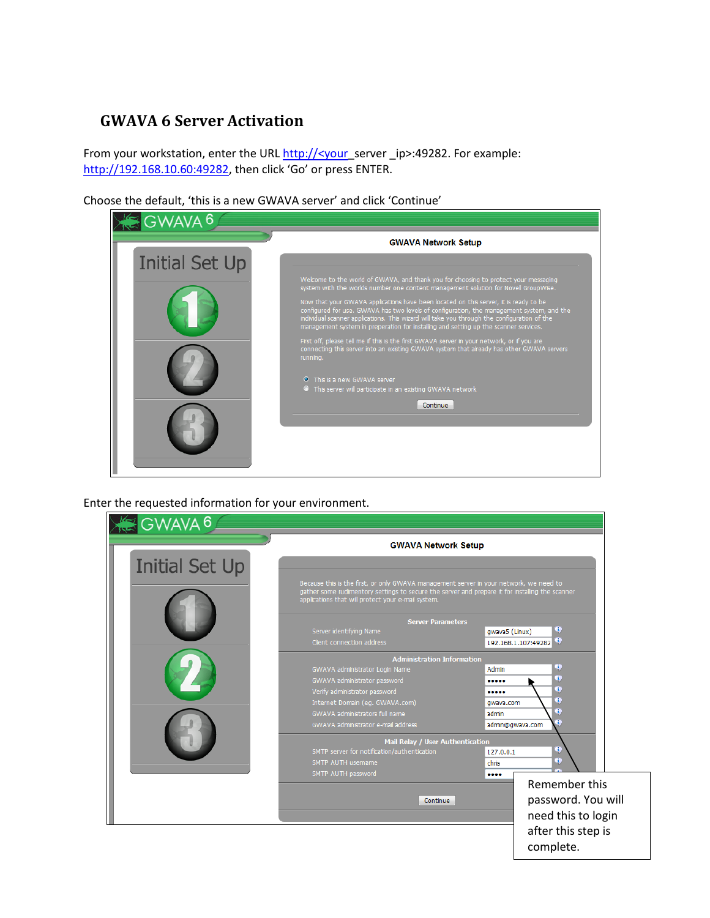# GWAVA 6 Server Activation

From your workstation, enter the URL http://<your_server _ip>:49282. For example: http://192.168.10.60:49282, then click 'Go' or press ENTER.

Choose the default, 'this is a new GWAVA server' and click 'Continue'

Enter the requested information for your environment.

Remember this password. You will need this to login after this step is complete.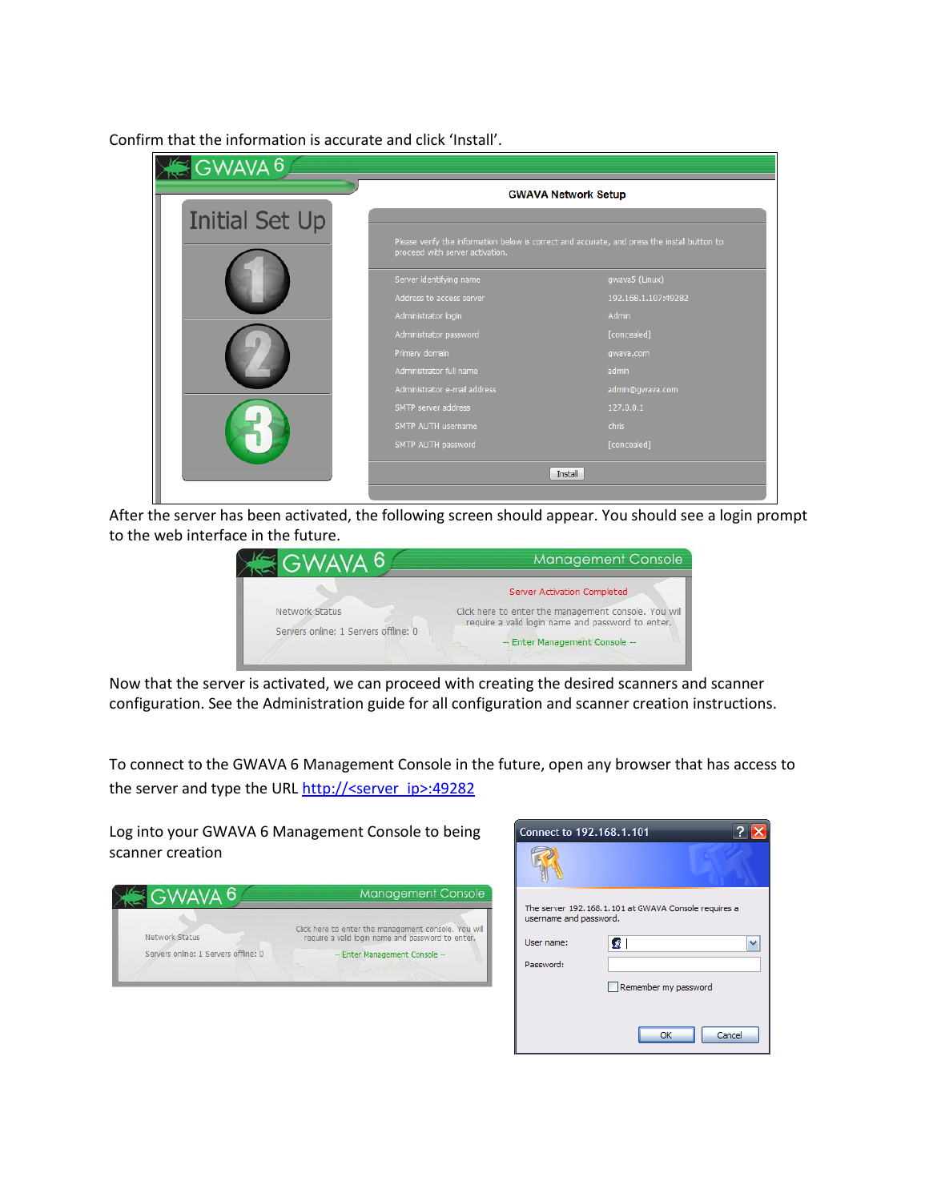Confirm that the information is accurate and click 'Install'.

After the server has been activated, the following screen should appear. You should see a login prompt to the web interface in the future.

Now that the server is activated, we can proceed with creating the desired scanners and scanner configuration. See the Administration guide for all configuration and scanner creation instructions.

To connect to the GWAVA 6 Management Console in the future, open any browser that has access to the server and type the URL http://<server_ip>:49282

Log into your GWAVA 6 Management Console to being scanner creation